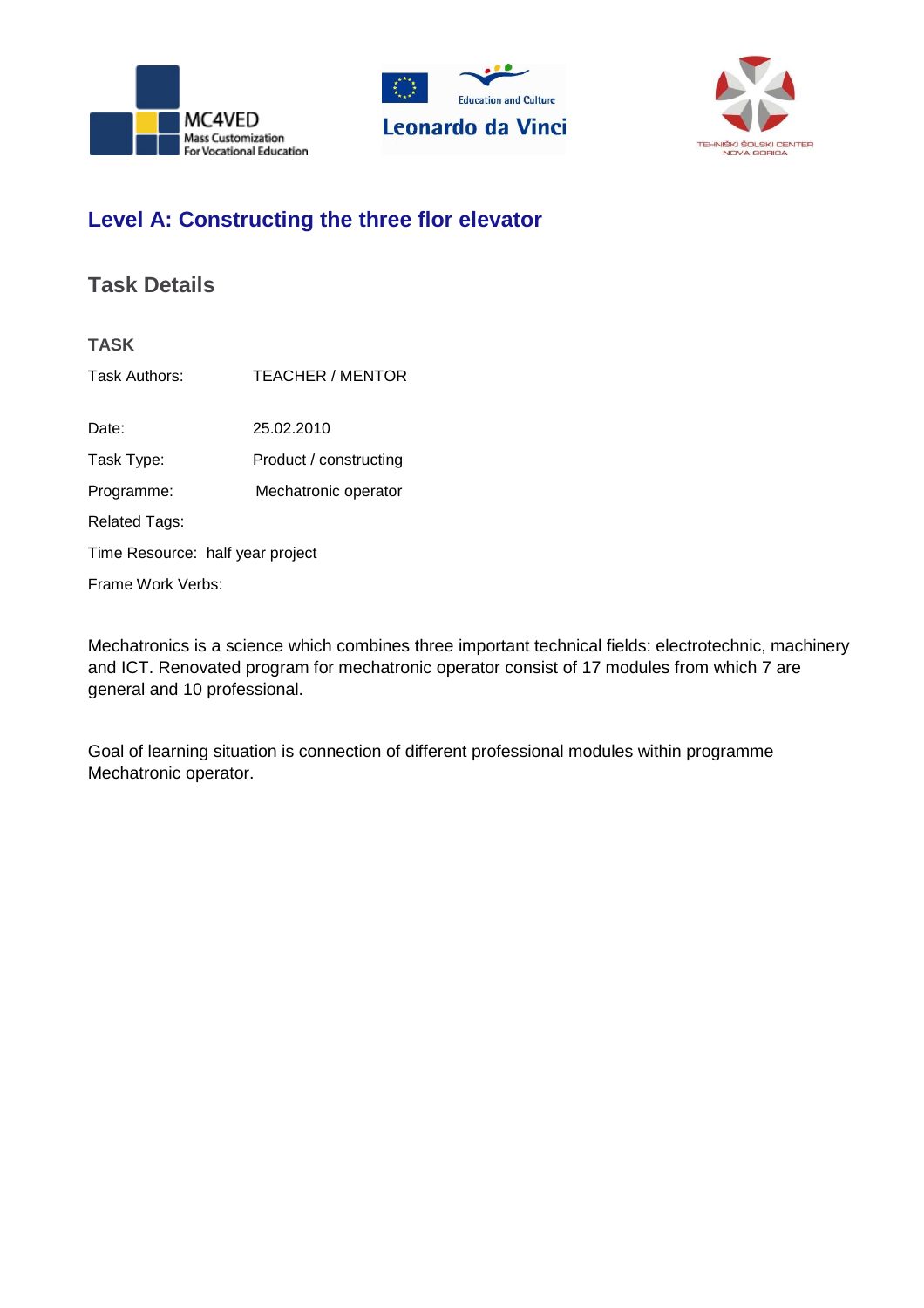# Level A: Constructing the three flor elevator

## Task Details

### TASK

Task Authors: TEACHER / MENTOR

Date: 25.02.2010

Task Type: Product / constructing

Programme: Mechatronic operator

Related Tags:

Time Resource: half year project

Frame Work Verbs:

Mechatronics is a science which combines three important technical fields: electrotechnic, machinery and ICT. Renovated program for mechatronic operator consist of 17 modules from which 7 are general and 10 professional.

Goal of learning situation is connection of different professional modules within programme Mechatronic operator.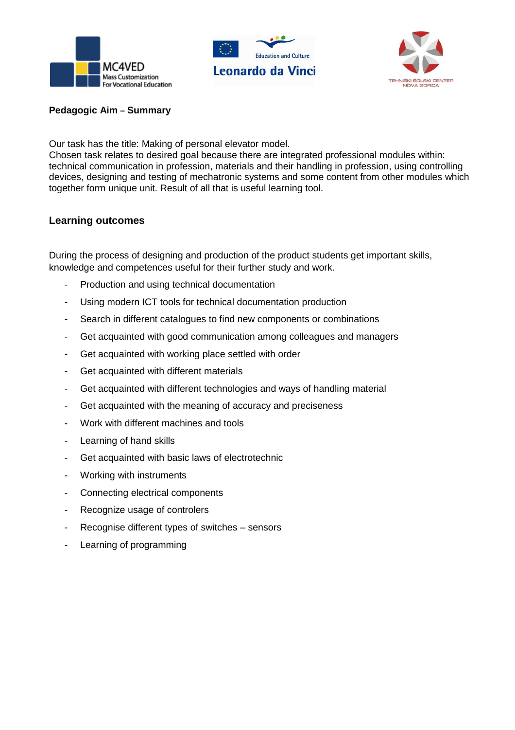**Pedagogic Aim – Summary**

Our task has the title: Making of personal elevator model.
Chosen task relates to desired goal because there are integrated professional modules within: technical communication in profession, materials and their handling in profession, using controlling devices, designing and testing of mechatronic systems and some content from other modules which together form unique unit. Result of all that is useful learning tool.

## Learning outcomes

During the process of designing and production of the product students get important skills, knowledge and competences useful for their further study and work.

- Production and using technical documentation
- Using modern ICT tools for technical documentation production
- Search in different catalogues to find new components or combinations
- Get acquainted with good communication among colleagues and managers
- Get acquainted with working place settled with order
- Get acquainted with different materials
- Get acquainted with different technologies and ways of handling material
- Get acquainted with the meaning of accuracy and preciseness
- Work with different machines and tools
- Learning of hand skills
- Get acquainted with basic laws of electrotechnic
- Working with instruments
- Connecting electrical components
- Recognize usage of controlers
- Recognise different types of switches – sensors
- Learning of programming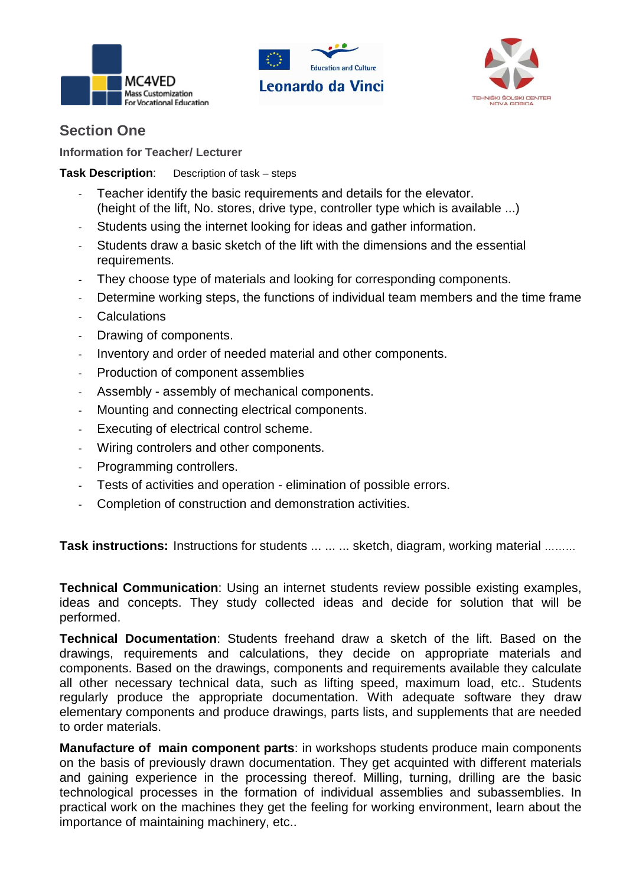## Section One

**Information for Teacher/ Lecturer**

**Task Description**: Description of task – steps

- Teacher identify the basic requirements and details for the elevator. (height of the lift, No. stores, drive type, controller type which is available ...)
- Students using the internet looking for ideas and gather information.
- Students draw a basic sketch of the lift with the dimensions and the essential requirements.
- They choose type of materials and looking for corresponding components.
- Determine working steps, the functions of individual team members and the time frame
- Calculations
- Drawing of components.
- Inventory and order of needed material and other components.
- Production of component assemblies
- Assembly - assembly of mechanical components.
- Mounting and connecting electrical components.
- Executing of electrical control scheme.
- Wiring controlers and other components.
- Programming controllers.
- Tests of activities and operation - elimination of possible errors.
- Completion of construction and demonstration activities.

**Task instructions:** Instructions for students ... ... ... sketch, diagram, working material .........

**Technical Communication**: Using an internet students review possible existing examples, ideas and concepts. They study collected ideas and decide for solution that will be performed.

**Technical Documentation**: Students freehand draw a sketch of the lift. Based on the drawings, requirements and calculations, they decide on appropriate materials and components. Based on the drawings, components and requirements available they calculate all other necessary technical data, such as lifting speed, maximum load, etc.. Students regularly produce the appropriate documentation. With adequate software they draw elementary components and produce drawings, parts lists, and supplements that are needed to order materials.

**Manufacture of main component parts**: in workshops students produce main components on the basis of previously drawn documentation. They get acquinted with different materials and gaining experience in the processing thereof. Milling, turning, drilling are the basic technological processes in the formation of individual assemblies and subassemblies. In practical work on the machines they get the feeling for working environment, learn about the importance of maintaining machinery, etc..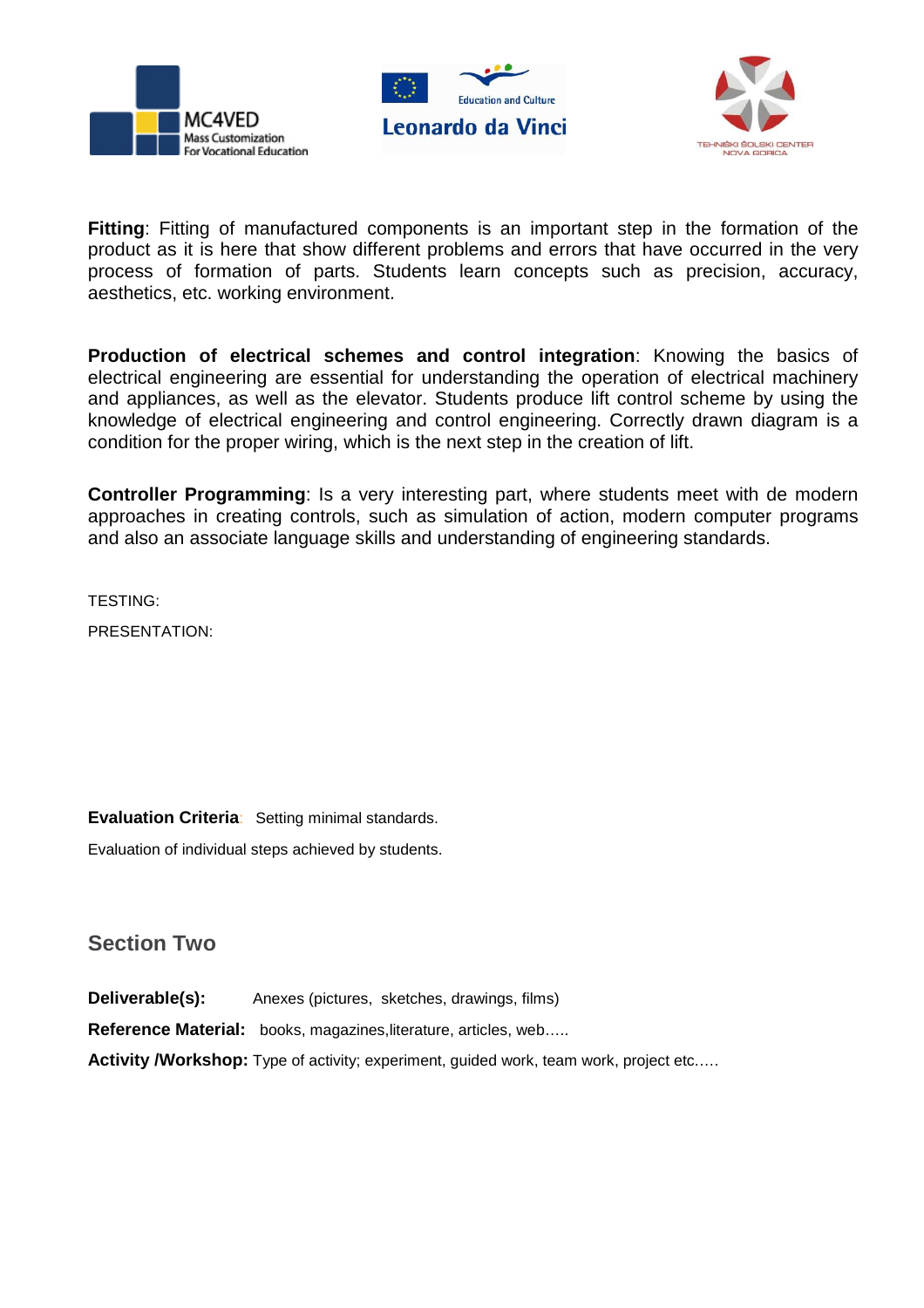**Fitting**: Fitting of manufactured components is an important step in the formation of the product as it is here that show different problems and errors that have occurred in the very process of formation of parts. Students learn concepts such as precision, accuracy, aesthetics, etc. working environment.

**Production of electrical schemes and control integration**: Knowing the basics of electrical engineering are essential for understanding the operation of electrical machinery and appliances, as well as the elevator. Students produce lift control scheme by using the knowledge of electrical engineering and control engineering. Correctly drawn diagram is a condition for the proper wiring, which is the next step in the creation of lift.

**Controller Programming**: Is a very interesting part, where students meet with de modern approaches in creating controls, such as simulation of action, modern computer programs and also an associate language skills and understanding of engineering standards.

TESTING:

PRESENTATION:

**Evaluation Criteria**: Setting minimal standards.

Evaluation of individual steps achieved by students.

## Section Two

**Deliverable(s):** Anexes (pictures, sketches, drawings, films)

**Reference Material:** books, magazines,literature, articles, web…..

**Activity /Workshop:** Type of activity; experiment, guided work, team work, project etc.….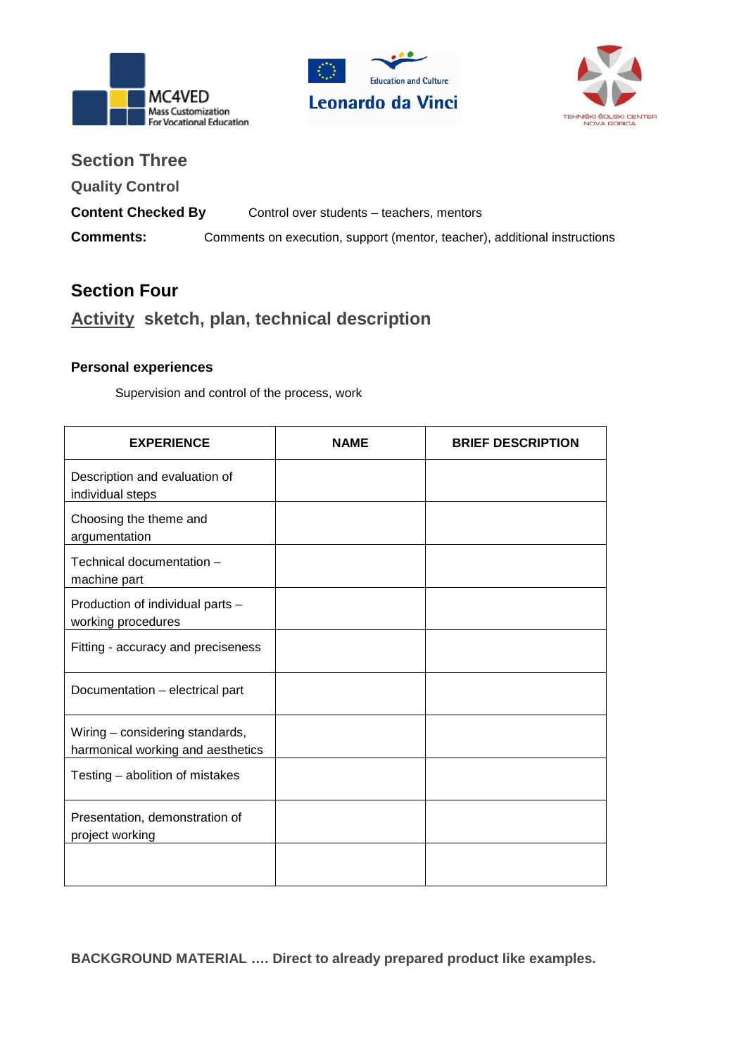## Section Three

### Quality Control

**Content Checked By** Control over students – teachers, mentors

**Comments:** Comments on execution, support (mentor, teacher), additional instructions

## Section Four

### Activity sketch, plan, technical description

**Personal experiences**

Supervision and control of the process, work

| EXPERIENCE | NAME | BRIEF DESCRIPTION |
|---|---|---|
| Description and evaluation of individual steps | | |
| Choosing the theme and argumentation | | |
| Technical documentation – machine part | | |
| Production of individual parts – working procedures | | |
| Fitting - accuracy and preciseness | | |
| Documentation – electrical part | | |
| Wiring – considering standards, harmonical working and aesthetics | | |
| Testing – abolition of mistakes | | |
| Presentation, demonstration of project working | | |
| | | |

**BACKGROUND MATERIAL …. Direct to already prepared product like examples.**